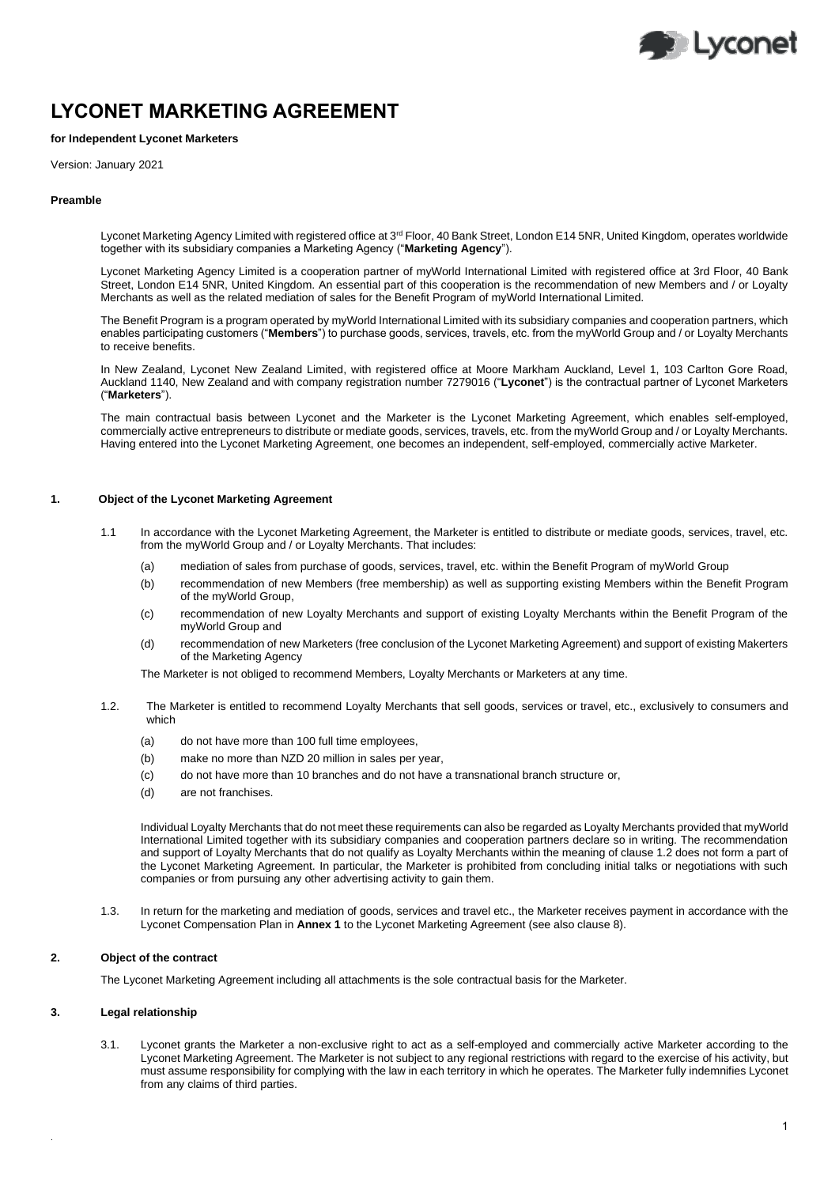# LYCONET MARKETING AGREEMENT

**for Independent Lyconet Marketers**

Version: January 2021

**Preamble**

Lyconet Marketing Agency Limited with registered office at 3rd Floor, 40 Bank Street, London E14 5NR, United Kingdom, operates worldwide together with its subsidiary companies a Marketing Agency ("**Marketing Agency**").

Lyconet Marketing Agency Limited is a cooperation partner of myWorld International Limited with registered office at 3rd Floor, 40 Bank Street, London E14 5NR, United Kingdom. An essential part of this cooperation is the recommendation of new Members and / or Loyalty Merchants as well as the related mediation of sales for the Benefit Program of myWorld International Limited.

The Benefit Program is a program operated by myWorld International Limited with its subsidiary companies and cooperation partners, which enables participating customers ("**Members**") to purchase goods, services, travels, etc. from the myWorld Group and / or Loyalty Merchants to receive benefits.

In New Zealand, Lyconet New Zealand Limited, with registered office at Moore Markham Auckland, Level 1, 103 Carlton Gore Road, Auckland 1140, New Zealand and with company registration number 7279016 ("**Lyconet**") is the contractual partner of Lyconet Marketers ("**Marketers**").

The main contractual basis between Lyconet and the Marketer is the Lyconet Marketing Agreement, which enables self-employed, commercially active entrepreneurs to distribute or mediate goods, services, travels, etc. from the myWorld Group and / or Loyalty Merchants. Having entered into the Lyconet Marketing Agreement, one becomes an independent, self-employed, commercially active Marketer.

## 1. Object of the Lyconet Marketing Agreement

1.1 In accordance with the Lyconet Marketing Agreement, the Marketer is entitled to distribute or mediate goods, services, travel, etc. from the myWorld Group and / or Loyalty Merchants. That includes:

- (a) mediation of sales from purchase of goods, services, travel, etc. within the Benefit Program of myWorld Group
- (b) recommendation of new Members (free membership) as well as supporting existing Members within the Benefit Program of the myWorld Group,
- (c) recommendation of new Loyalty Merchants and support of existing Loyalty Merchants within the Benefit Program of the myWorld Group and
- (d) recommendation of new Marketers (free conclusion of the Lyconet Marketing Agreement) and support of existing Makerters of the Marketing Agency

The Marketer is not obliged to recommend Members, Loyalty Merchants or Marketers at any time.

1.2. The Marketer is entitled to recommend Loyalty Merchants that sell goods, services or travel, etc., exclusively to consumers and which

- (a) do not have more than 100 full time employees,
- (b) make no more than NZD 20 million in sales per year,
- (c) do not have more than 10 branches and do not have a transnational branch structure or,
- (d) are not franchises.

Individual Loyalty Merchants that do not meet these requirements can also be regarded as Loyalty Merchants provided that myWorld International Limited together with its subsidiary companies and cooperation partners declare so in writing. The recommendation and support of Loyalty Merchants that do not qualify as Loyalty Merchants within the meaning of clause 1.2 does not form a part of the Lyconet Marketing Agreement. In particular, the Marketer is prohibited from concluding initial talks or negotiations with such companies or from pursuing any other advertising activity to gain them.

1.3. In return for the marketing and mediation of goods, services and travel etc., the Marketer receives payment in accordance with the Lyconet Compensation Plan in **Annex 1** to the Lyconet Marketing Agreement (see also clause 8).

## 2. Object of the contract

The Lyconet Marketing Agreement including all attachments is the sole contractual basis for the Marketer.

## 3. Legal relationship

3.1. Lyconet grants the Marketer a non-exclusive right to act as a self-employed and commercially active Marketer according to the Lyconet Marketing Agreement. The Marketer is not subject to any regional restrictions with regard to the exercise of his activity, but must assume responsibility for complying with the law in each territory in which he operates. The Marketer fully indemnifies Lyconet from any claims of third parties.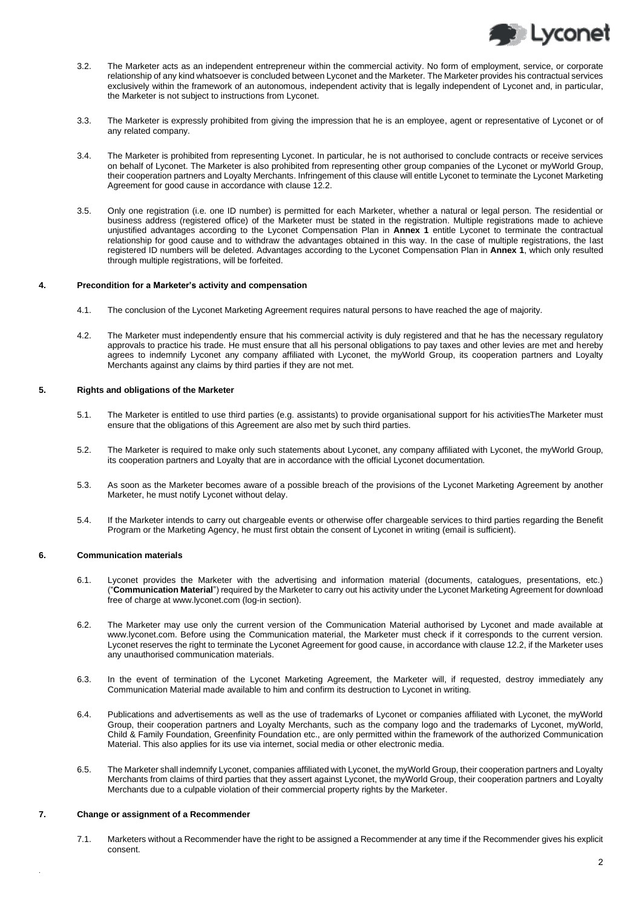3.2. The Marketer acts as an independent entrepreneur within the commercial activity. No form of employment, service, or corporate relationship of any kind whatsoever is concluded between Lyconet and the Marketer. The Marketer provides his contractual services exclusively within the framework of an autonomous, independent activity that is legally independent of Lyconet and, in particular, the Marketer is not subject to instructions from Lyconet.

3.3. The Marketer is expressly prohibited from giving the impression that he is an employee, agent or representative of Lyconet or of any related company.

3.4. The Marketer is prohibited from representing Lyconet. In particular, he is not authorised to conclude contracts or receive services on behalf of Lyconet. The Marketer is also prohibited from representing other group companies of the Lyconet or myWorld Group, their cooperation partners and Loyalty Merchants. Infringement of this clause will entitle Lyconet to terminate the Lyconet Marketing Agreement for good cause in accordance with clause 12.2.

3.5. Only one registration (i.e. one ID number) is permitted for each Marketer, whether a natural or legal person. The residential or business address (registered office) of the Marketer must be stated in the registration. Multiple registrations made to achieve unjustified advantages according to the Lyconet Compensation Plan in **Annex 1** entitle Lyconet to terminate the contractual relationship for good cause and to withdraw the advantages obtained in this way. In the case of multiple registrations, the last registered ID numbers will be deleted. Advantages according to the Lyconet Compensation Plan in **Annex 1**, which only resulted through multiple registrations, will be forfeited.

## 4. Precondition for a Marketer's activity and compensation

4.1. The conclusion of the Lyconet Marketing Agreement requires natural persons to have reached the age of majority.

4.2. The Marketer must independently ensure that his commercial activity is duly registered and that he has the necessary regulatory approvals to practice his trade. He must ensure that all his personal obligations to pay taxes and other levies are met and hereby agrees to indemnify Lyconet any company affiliated with Lyconet, the myWorld Group, its cooperation partners and Loyalty Merchants against any claims by third parties if they are not met.

## 5. Rights and obligations of the Marketer

5.1. The Marketer is entitled to use third parties (e.g. assistants) to provide organisational support for his activitiesThe Marketer must ensure that the obligations of this Agreement are also met by such third parties.

5.2. The Marketer is required to make only such statements about Lyconet, any company affiliated with Lyconet, the myWorld Group, its cooperation partners and Loyalty that are in accordance with the official Lyconet documentation.

5.3. As soon as the Marketer becomes aware of a possible breach of the provisions of the Lyconet Marketing Agreement by another Marketer, he must notify Lyconet without delay.

5.4. If the Marketer intends to carry out chargeable events or otherwise offer chargeable services to third parties regarding the Benefit Program or the Marketing Agency, he must first obtain the consent of Lyconet in writing (email is sufficient).

## 6. Communication materials

6.1. Lyconet provides the Marketer with the advertising and information material (documents, catalogues, presentations, etc.) ("**Communication Material**") required by the Marketer to carry out his activity under the Lyconet Marketing Agreement for download free of charge at www.lyconet.com (log-in section).

6.2. The Marketer may use only the current version of the Communication Material authorised by Lyconet and made available at www.lyconet.com. Before using the Communication material, the Marketer must check if it corresponds to the current version. Lyconet reserves the right to terminate the Lyconet Agreement for good cause, in accordance with clause 12.2, if the Marketer uses any unauthorised communication materials.

6.3. In the event of termination of the Lyconet Marketing Agreement, the Marketer will, if requested, destroy immediately any Communication Material made available to him and confirm its destruction to Lyconet in writing.

6.4. Publications and advertisements as well as the use of trademarks of Lyconet or companies affiliated with Lyconet, the myWorld Group, their cooperation partners and Loyalty Merchants, such as the company logo and the trademarks of Lyconet, myWorld, Child & Family Foundation, Greenfinity Foundation etc., are only permitted within the framework of the authorized Communication Material. This also applies for its use via internet, social media or other electronic media.

6.5. The Marketer shall indemnify Lyconet, companies affiliated with Lyconet, the myWorld Group, their cooperation partners and Loyalty Merchants from claims of third parties that they assert against Lyconet, the myWorld Group, their cooperation partners and Loyalty Merchants due to a culpable violation of their commercial property rights by the Marketer.

## 7. Change or assignment of a Recommender

7.1. Marketers without a Recommender have the right to be assigned a Recommender at any time if the Recommender gives his explicit consent.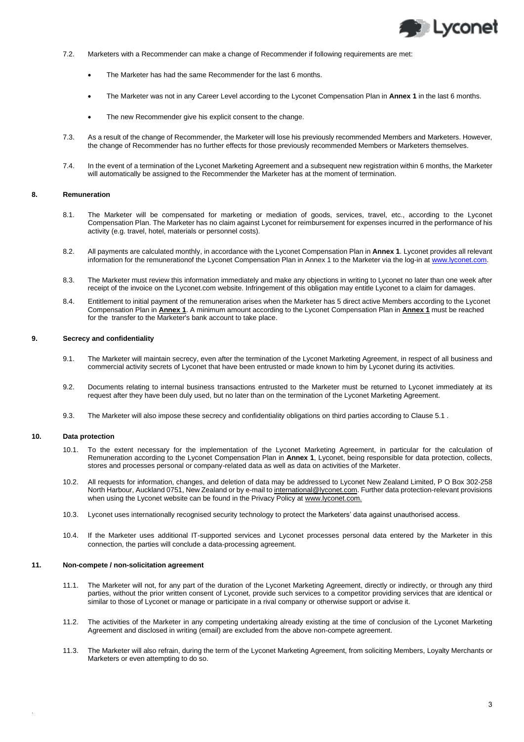7.2. Marketers with a Recommender can make a change of Recommender if following requirements are met:

- The Marketer has had the same Recommender for the last 6 months.
- The Marketer was not in any Career Level according to the Lyconet Compensation Plan in **Annex 1** in the last 6 months.
- The new Recommender give his explicit consent to the change.

7.3. As a result of the change of Recommender, the Marketer will lose his previously recommended Members and Marketers. However, the change of Recommender has no further effects for those previously recommended Members or Marketers themselves.

7.4. In the event of a termination of the Lyconet Marketing Agreement and a subsequent new registration within 6 months, the Marketer will automatically be assigned to the Recommender the Marketer has at the moment of termination.

## 8. Remuneration

8.1. The Marketer will be compensated for marketing or mediation of goods, services, travel, etc., according to the Lyconet Compensation Plan. The Marketer has no claim against Lyconet for reimbursement for expenses incurred in the performance of his activity (e.g. travel, hotel, materials or personnel costs).

8.2. All payments are calculated monthly, in accordance with the Lyconet Compensation Plan in **Annex 1**. Lyconet provides all relevant information for the remunerationof the Lyconet Compensation Plan in Annex 1 to the Marketer via the log-in at www.lyconet.com.

8.3. The Marketer must review this information immediately and make any objections in writing to Lyconet no later than one week after receipt of the invoice on the Lyconet.com website. Infringement of this obligation may entitle Lyconet to a claim for damages.

8.4. Entitlement to initial payment of the remuneration arises when the Marketer has 5 direct active Members according to the Lyconet Compensation Plan in **Annex 1**. A minimum amount according to the Lyconet Compensation Plan in **Annex 1** must be reached for the transfer to the Marketer's bank account to take place.

## 9. Secrecy and confidentiality

9.1. The Marketer will maintain secrecy, even after the termination of the Lyconet Marketing Agreement, in respect of all business and commercial activity secrets of Lyconet that have been entrusted or made known to him by Lyconet during its activities.

9.2. Documents relating to internal business transactions entrusted to the Marketer must be returned to Lyconet immediately at its request after they have been duly used, but no later than on the termination of the Lyconet Marketing Agreement.

9.3. The Marketer will also impose these secrecy and confidentiality obligations on third parties according to Clause 5.1 .

## 10. Data protection

10.1. To the extent necessary for the implementation of the Lyconet Marketing Agreement, in particular for the calculation of Remuneration according to the Lyconet Compensation Plan in **Annex 1**, Lyconet, being responsible for data protection, collects, stores and processes personal or company-related data as well as data on activities of the Marketer.

10.2. All requests for information, changes, and deletion of data may be addressed to Lyconet New Zealand Limited, P O Box 302-258 North Harbour, Auckland 0751, New Zealand or by e-mail to international@lyconet.com. Further data protection-relevant provisions when using the Lyconet website can be found in the Privacy Policy at www.lyconet.com.

10.3. Lyconet uses internationally recognised security technology to protect the Marketers' data against unauthorised access.

10.4. If the Marketer uses additional IT-supported services and Lyconet processes personal data entered by the Marketer in this connection, the parties will conclude a data-processing agreement.

## 11. Non-compete / non-solicitation agreement

11.1. The Marketer will not, for any part of the duration of the Lyconet Marketing Agreement, directly or indirectly, or through any third parties, without the prior written consent of Lyconet, provide such services to a competitor providing services that are identical or similar to those of Lyconet or manage or participate in a rival company or otherwise support or advise it.

11.2. The activities of the Marketer in any competing undertaking already existing at the time of conclusion of the Lyconet Marketing Agreement and disclosed in writing (email) are excluded from the above non-compete agreement.

11.3. The Marketer will also refrain, during the term of the Lyconet Marketing Agreement, from soliciting Members, Loyalty Merchants or Marketers or even attempting to do so.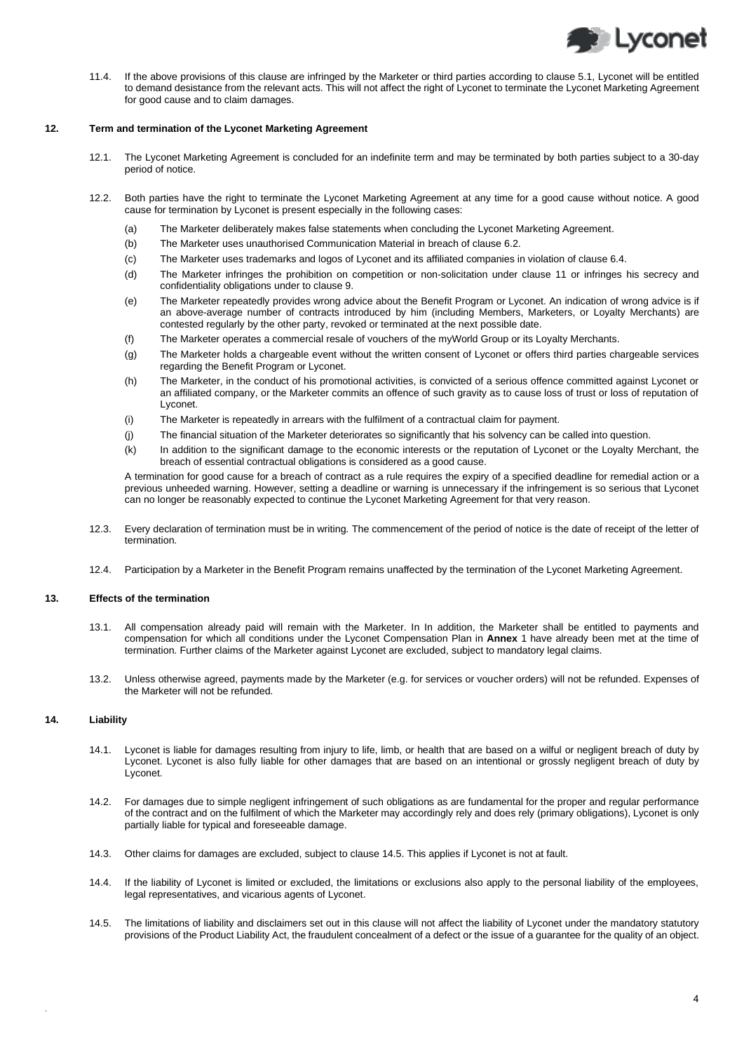11.4. If the above provisions of this clause are infringed by the Marketer or third parties according to clause 5.1, Lyconet will be entitled to demand desistance from the relevant acts. This will not affect the right of Lyconet to terminate the Lyconet Marketing Agreement for good cause and to claim damages.

## 12. Term and termination of the Lyconet Marketing Agreement

12.1. The Lyconet Marketing Agreement is concluded for an indefinite term and may be terminated by both parties subject to a 30-day period of notice.

12.2. Both parties have the right to terminate the Lyconet Marketing Agreement at any time for a good cause without notice. A good cause for termination by Lyconet is present especially in the following cases:

(a) The Marketer deliberately makes false statements when concluding the Lyconet Marketing Agreement.

(b) The Marketer uses unauthorised Communication Material in breach of clause 6.2.

(c) The Marketer uses trademarks and logos of Lyconet and its affiliated companies in violation of clause 6.4.

(d) The Marketer infringes the prohibition on competition or non-solicitation under clause 11 or infringes his secrecy and confidentiality obligations under to clause 9.

(e) The Marketer repeatedly provides wrong advice about the Benefit Program or Lyconet. An indication of wrong advice is if an above-average number of contracts introduced by him (including Members, Marketers, or Loyalty Merchants) are contested regularly by the other party, revoked or terminated at the next possible date.

(f) The Marketer operates a commercial resale of vouchers of the myWorld Group or its Loyalty Merchants.

(g) The Marketer holds a chargeable event without the written consent of Lyconet or offers third parties chargeable services regarding the Benefit Program or Lyconet.

(h) The Marketer, in the conduct of his promotional activities, is convicted of a serious offence committed against Lyconet or an affiliated company, or the Marketer commits an offence of such gravity as to cause loss of trust or loss of reputation of Lyconet.

(i) The Marketer is repeatedly in arrears with the fulfilment of a contractual claim for payment.

(j) The financial situation of the Marketer deteriorates so significantly that his solvency can be called into question.

(k) In addition to the significant damage to the economic interests or the reputation of Lyconet or the Loyalty Merchant, the breach of essential contractual obligations is considered as a good cause.

A termination for good cause for a breach of contract as a rule requires the expiry of a specified deadline for remedial action or a previous unheeded warning. However, setting a deadline or warning is unnecessary if the infringement is so serious that Lyconet can no longer be reasonably expected to continue the Lyconet Marketing Agreement for that very reason.

12.3. Every declaration of termination must be in writing. The commencement of the period of notice is the date of receipt of the letter of termination.

12.4. Participation by a Marketer in the Benefit Program remains unaffected by the termination of the Lyconet Marketing Agreement.

## 13. Effects of the termination

13.1. All compensation already paid will remain with the Marketer. In In addition, the Marketer shall be entitled to payments and compensation for which all conditions under the Lyconet Compensation Plan in **Annex** 1 have already been met at the time of termination. Further claims of the Marketer against Lyconet are excluded, subject to mandatory legal claims.

13.2. Unless otherwise agreed, payments made by the Marketer (e.g. for services or voucher orders) will not be refunded. Expenses of the Marketer will not be refunded.

## 14. Liability

14.1. Lyconet is liable for damages resulting from injury to life, limb, or health that are based on a wilful or negligent breach of duty by Lyconet. Lyconet is also fully liable for other damages that are based on an intentional or grossly negligent breach of duty by Lyconet.

14.2. For damages due to simple negligent infringement of such obligations as are fundamental for the proper and regular performance of the contract and on the fulfilment of which the Marketer may accordingly rely and does rely (primary obligations), Lyconet is only partially liable for typical and foreseeable damage.

14.3. Other claims for damages are excluded, subject to clause 14.5. This applies if Lyconet is not at fault.

14.4. If the liability of Lyconet is limited or excluded, the limitations or exclusions also apply to the personal liability of the employees, legal representatives, and vicarious agents of Lyconet.

14.5. The limitations of liability and disclaimers set out in this clause will not affect the liability of Lyconet under the mandatory statutory provisions of the Product Liability Act, the fraudulent concealment of a defect or the issue of a guarantee for the quality of an object.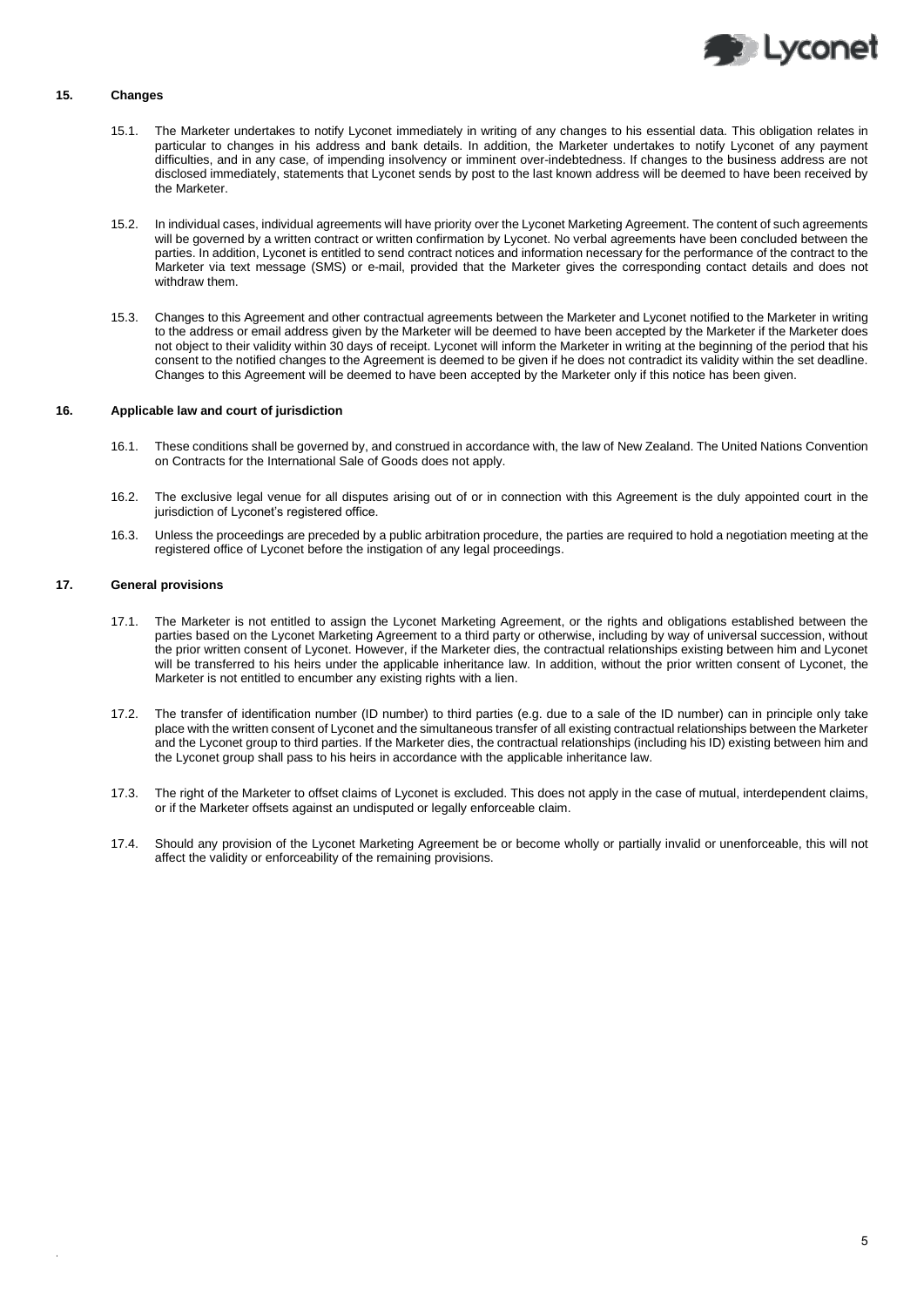## 15. Changes

15.1. The Marketer undertakes to notify Lyconet immediately in writing of any changes to his essential data. This obligation relates in particular to changes in his address and bank details. In addition, the Marketer undertakes to notify Lyconet of any payment difficulties, and in any case, of impending insolvency or imminent over-indebtedness. If changes to the business address are not disclosed immediately, statements that Lyconet sends by post to the last known address will be deemed to have been received by the Marketer.

15.2. In individual cases, individual agreements will have priority over the Lyconet Marketing Agreement. The content of such agreements will be governed by a written contract or written confirmation by Lyconet. No verbal agreements have been concluded between the parties. In addition, Lyconet is entitled to send contract notices and information necessary for the performance of the contract to the Marketer via text message (SMS) or e-mail, provided that the Marketer gives the corresponding contact details and does not withdraw them.

15.3. Changes to this Agreement and other contractual agreements between the Marketer and Lyconet notified to the Marketer in writing to the address or email address given by the Marketer will be deemed to have been accepted by the Marketer if the Marketer does not object to their validity within 30 days of receipt. Lyconet will inform the Marketer in writing at the beginning of the period that his consent to the notified changes to the Agreement is deemed to be given if he does not contradict its validity within the set deadline. Changes to this Agreement will be deemed to have been accepted by the Marketer only if this notice has been given.

## 16. Applicable law and court of jurisdiction

16.1. These conditions shall be governed by, and construed in accordance with, the law of New Zealand. The United Nations Convention on Contracts for the International Sale of Goods does not apply.

16.2. The exclusive legal venue for all disputes arising out of or in connection with this Agreement is the duly appointed court in the jurisdiction of Lyconet's registered office.

16.3. Unless the proceedings are preceded by a public arbitration procedure, the parties are required to hold a negotiation meeting at the registered office of Lyconet before the instigation of any legal proceedings.

## 17. General provisions

17.1. The Marketer is not entitled to assign the Lyconet Marketing Agreement, or the rights and obligations established between the parties based on the Lyconet Marketing Agreement to a third party or otherwise, including by way of universal succession, without the prior written consent of Lyconet. However, if the Marketer dies, the contractual relationships existing between him and Lyconet will be transferred to his heirs under the applicable inheritance law. In addition, without the prior written consent of Lyconet, the Marketer is not entitled to encumber any existing rights with a lien.

17.2. The transfer of identification number (ID number) to third parties (e.g. due to a sale of the ID number) can in principle only take place with the written consent of Lyconet and the simultaneous transfer of all existing contractual relationships between the Marketer and the Lyconet group to third parties. If the Marketer dies, the contractual relationships (including his ID) existing between him and the Lyconet group shall pass to his heirs in accordance with the applicable inheritance law.

17.3. The right of the Marketer to offset claims of Lyconet is excluded. This does not apply in the case of mutual, interdependent claims, or if the Marketer offsets against an undisputed or legally enforceable claim.

17.4. Should any provision of the Lyconet Marketing Agreement be or become wholly or partially invalid or unenforceable, this will not affect the validity or enforceability of the remaining provisions.